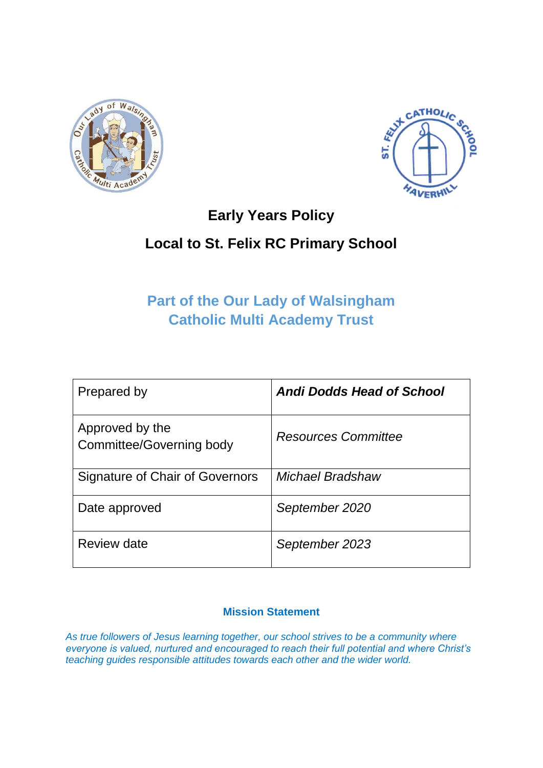# Early Years Policy

## Local to St. Felix RC Primary School

## Part of the Our Lady of Walsingham Catholic Multi Academy Trust

| | |
|---|---|
| Prepared by | ***Andi Dodds Head of School*** |
| Approved by the Committee/Governing body | *Resources Committee* |
| Signature of Chair of Governors | *Michael Bradshaw* |
| Date approved | *September 2020* |
| Review date | *September 2023* |

**Mission Statement**

*As true followers of Jesus learning together, our school strives to be a community where everyone is valued, nurtured and encouraged to reach their full potential and where Christ's teaching guides responsible attitudes towards each other and the wider world.*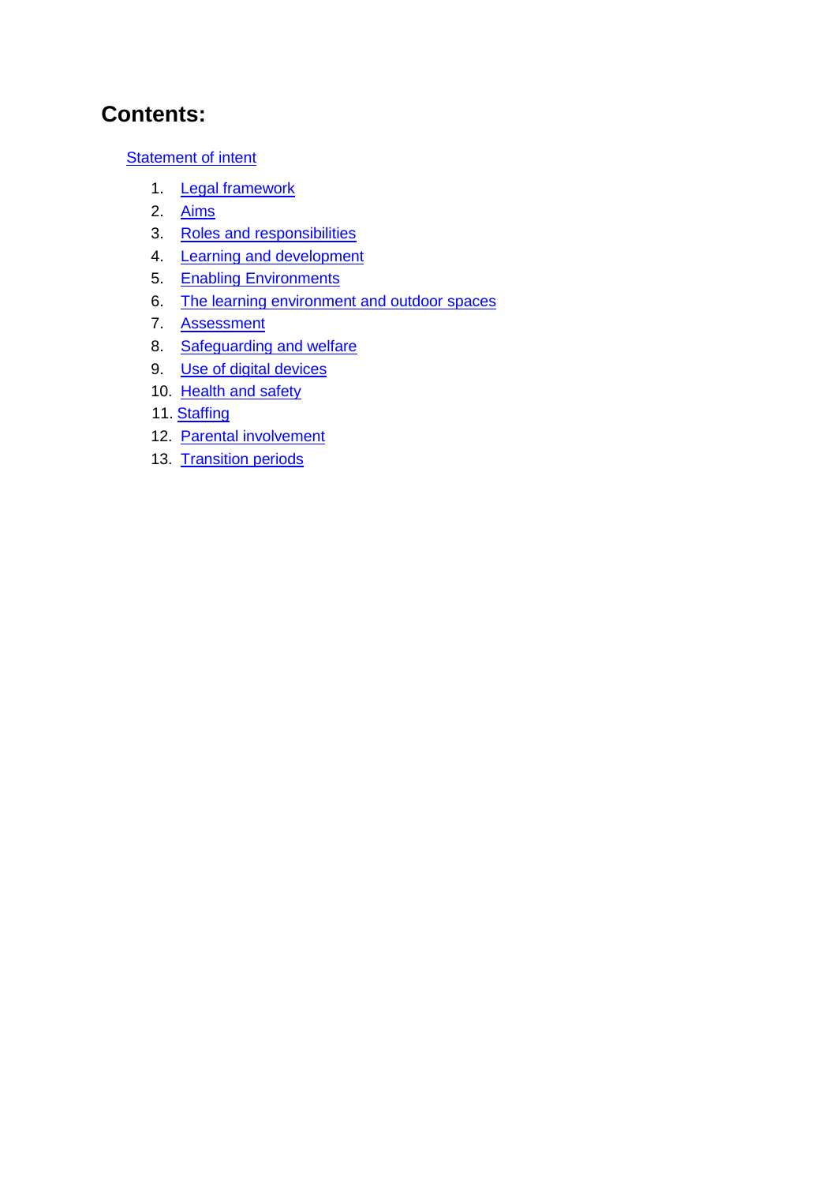# Contents:

Statement of intent

1. Legal framework
2. Aims
3. Roles and responsibilities
4. Learning and development
5. Enabling Environments
6. The learning environment and outdoor spaces
7. Assessment
8. Safeguarding and welfare
9. Use of digital devices
10. Health and safety
11. Staffing
12. Parental involvement
13. Transition periods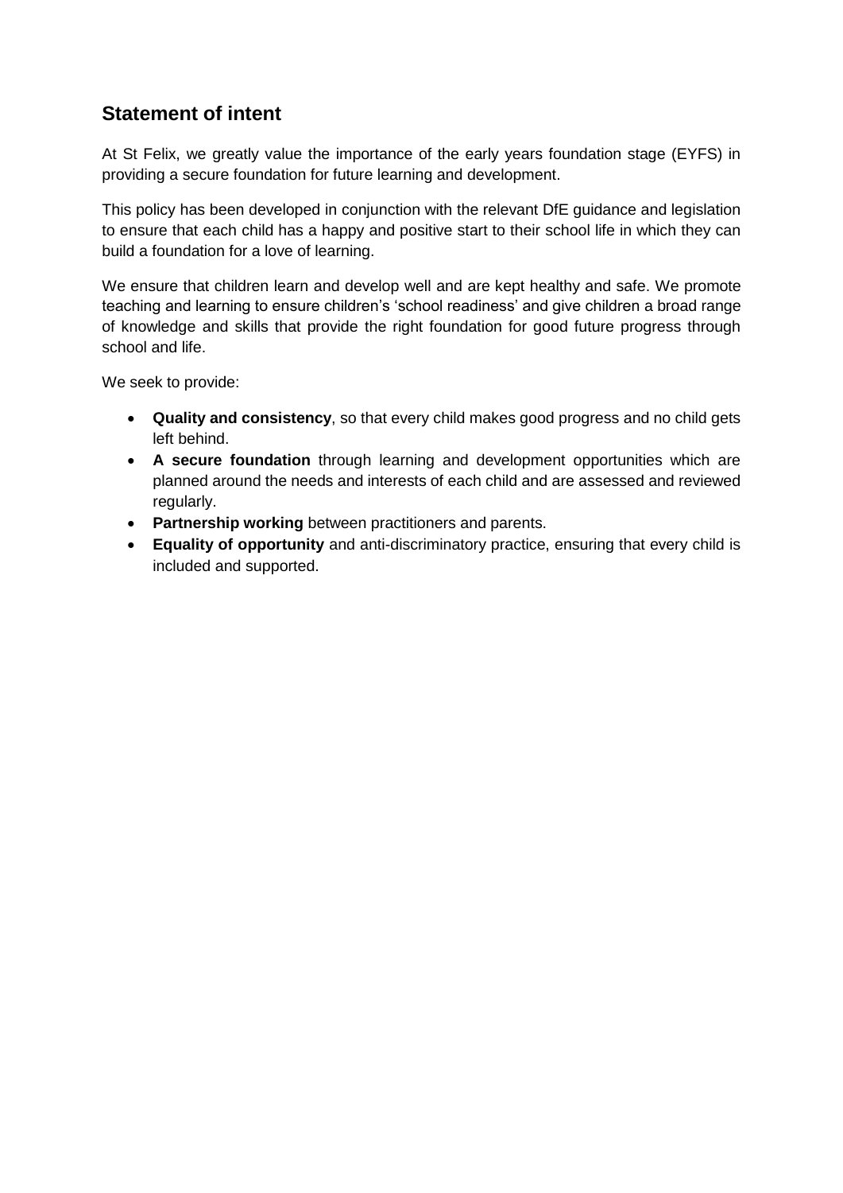## Statement of intent

At St Felix, we greatly value the importance of the early years foundation stage (EYFS) in providing a secure foundation for future learning and development.

This policy has been developed in conjunction with the relevant DfE guidance and legislation to ensure that each child has a happy and positive start to their school life in which they can build a foundation for a love of learning.

We ensure that children learn and develop well and are kept healthy and safe. We promote teaching and learning to ensure children's 'school readiness' and give children a broad range of knowledge and skills that provide the right foundation for good future progress through school and life.

We seek to provide:

- **Quality and consistency**, so that every child makes good progress and no child gets left behind.
- **A secure foundation** through learning and development opportunities which are planned around the needs and interests of each child and are assessed and reviewed regularly.
- **Partnership working** between practitioners and parents.
- **Equality of opportunity** and anti-discriminatory practice, ensuring that every child is included and supported.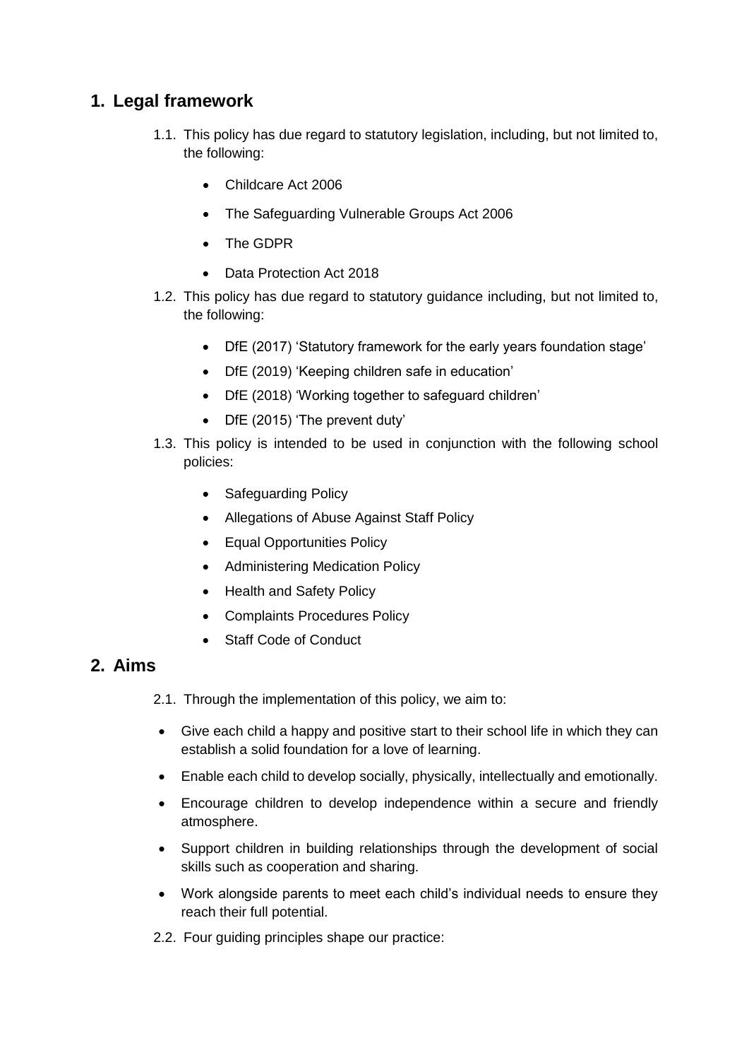## 1. Legal framework

1.1. This policy has due regard to statutory legislation, including, but not limited to, the following:

- Childcare Act 2006
- The Safeguarding Vulnerable Groups Act 2006
- The GDPR
- Data Protection Act 2018

1.2. This policy has due regard to statutory guidance including, but not limited to, the following:

- DfE (2017) 'Statutory framework for the early years foundation stage'
- DfE (2019) 'Keeping children safe in education'
- DfE (2018) 'Working together to safeguard children'
- DfE (2015) 'The prevent duty'

1.3. This policy is intended to be used in conjunction with the following school policies:

- Safeguarding Policy
- Allegations of Abuse Against Staff Policy
- Equal Opportunities Policy
- Administering Medication Policy
- Health and Safety Policy
- Complaints Procedures Policy
- Staff Code of Conduct

## 2. Aims

2.1. Through the implementation of this policy, we aim to:

- Give each child a happy and positive start to their school life in which they can establish a solid foundation for a love of learning.
- Enable each child to develop socially, physically, intellectually and emotionally.
- Encourage children to develop independence within a secure and friendly atmosphere.
- Support children in building relationships through the development of social skills such as cooperation and sharing.
- Work alongside parents to meet each child's individual needs to ensure they reach their full potential.

2.2. Four guiding principles shape our practice: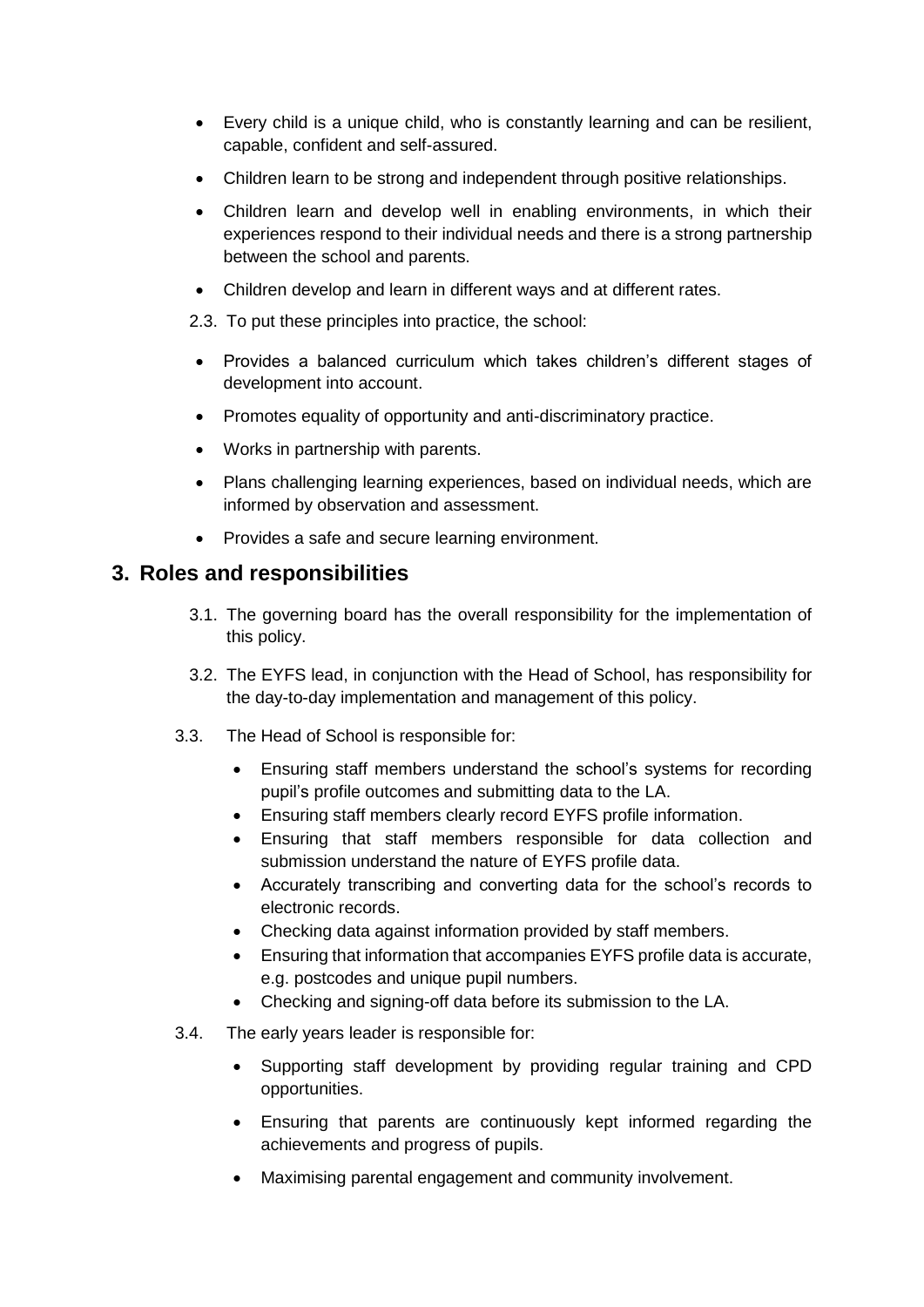- Every child is a unique child, who is constantly learning and can be resilient, capable, confident and self-assured.
- Children learn to be strong and independent through positive relationships.
- Children learn and develop well in enabling environments, in which their experiences respond to their individual needs and there is a strong partnership between the school and parents.
- Children develop and learn in different ways and at different rates.

2.3. To put these principles into practice, the school:

- Provides a balanced curriculum which takes children's different stages of development into account.
- Promotes equality of opportunity and anti-discriminatory practice.
- Works in partnership with parents.
- Plans challenging learning experiences, based on individual needs, which are informed by observation and assessment.
- Provides a safe and secure learning environment.

## 3. Roles and responsibilities

3.1. The governing board has the overall responsibility for the implementation of this policy.

3.2. The EYFS lead, in conjunction with the Head of School, has responsibility for the day-to-day implementation and management of this policy.

3.3. The Head of School is responsible for:

- Ensuring staff members understand the school's systems for recording pupil's profile outcomes and submitting data to the LA.
- Ensuring staff members clearly record EYFS profile information.
- Ensuring that staff members responsible for data collection and submission understand the nature of EYFS profile data.
- Accurately transcribing and converting data for the school's records to electronic records.
- Checking data against information provided by staff members.
- Ensuring that information that accompanies EYFS profile data is accurate, e.g. postcodes and unique pupil numbers.
- Checking and signing-off data before its submission to the LA.

3.4. The early years leader is responsible for:

- Supporting staff development by providing regular training and CPD opportunities.
- Ensuring that parents are continuously kept informed regarding the achievements and progress of pupils.
- Maximising parental engagement and community involvement.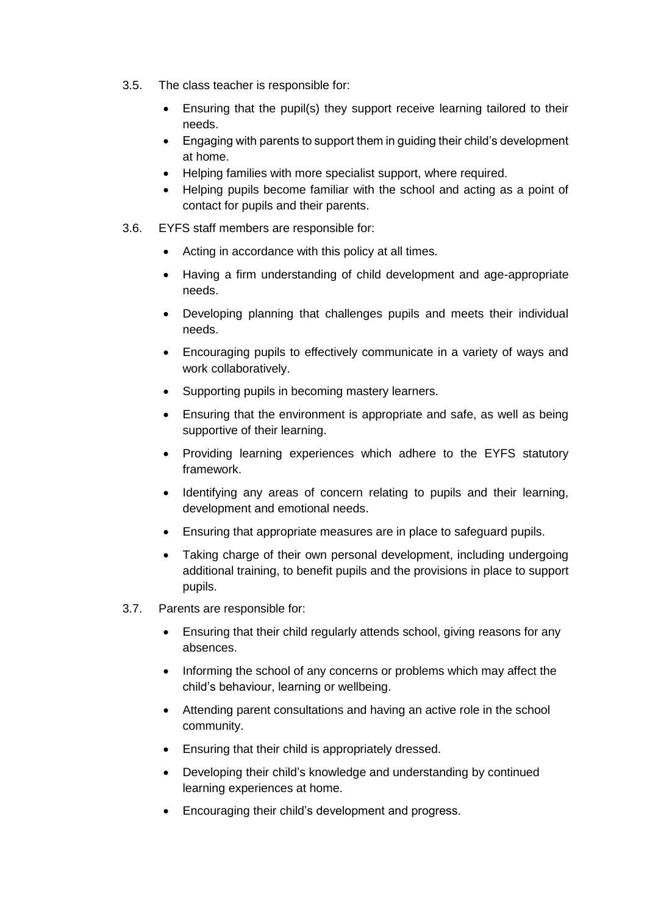3.5. The class teacher is responsible for:

- Ensuring that the pupil(s) they support receive learning tailored to their needs.
- Engaging with parents to support them in guiding their child's development at home.
- Helping families with more specialist support, where required.
- Helping pupils become familiar with the school and acting as a point of contact for pupils and their parents.

3.6. EYFS staff members are responsible for:

- Acting in accordance with this policy at all times.
- Having a firm understanding of child development and age-appropriate needs.
- Developing planning that challenges pupils and meets their individual needs.
- Encouraging pupils to effectively communicate in a variety of ways and work collaboratively.
- Supporting pupils in becoming mastery learners.
- Ensuring that the environment is appropriate and safe, as well as being supportive of their learning.
- Providing learning experiences which adhere to the EYFS statutory framework.
- Identifying any areas of concern relating to pupils and their learning, development and emotional needs.
- Ensuring that appropriate measures are in place to safeguard pupils.
- Taking charge of their own personal development, including undergoing additional training, to benefit pupils and the provisions in place to support pupils.

3.7. Parents are responsible for:

- Ensuring that their child regularly attends school, giving reasons for any absences.
- Informing the school of any concerns or problems which may affect the child's behaviour, learning or wellbeing.
- Attending parent consultations and having an active role in the school community.
- Ensuring that their child is appropriately dressed.
- Developing their child's knowledge and understanding by continued learning experiences at home.
- Encouraging their child's development and progress.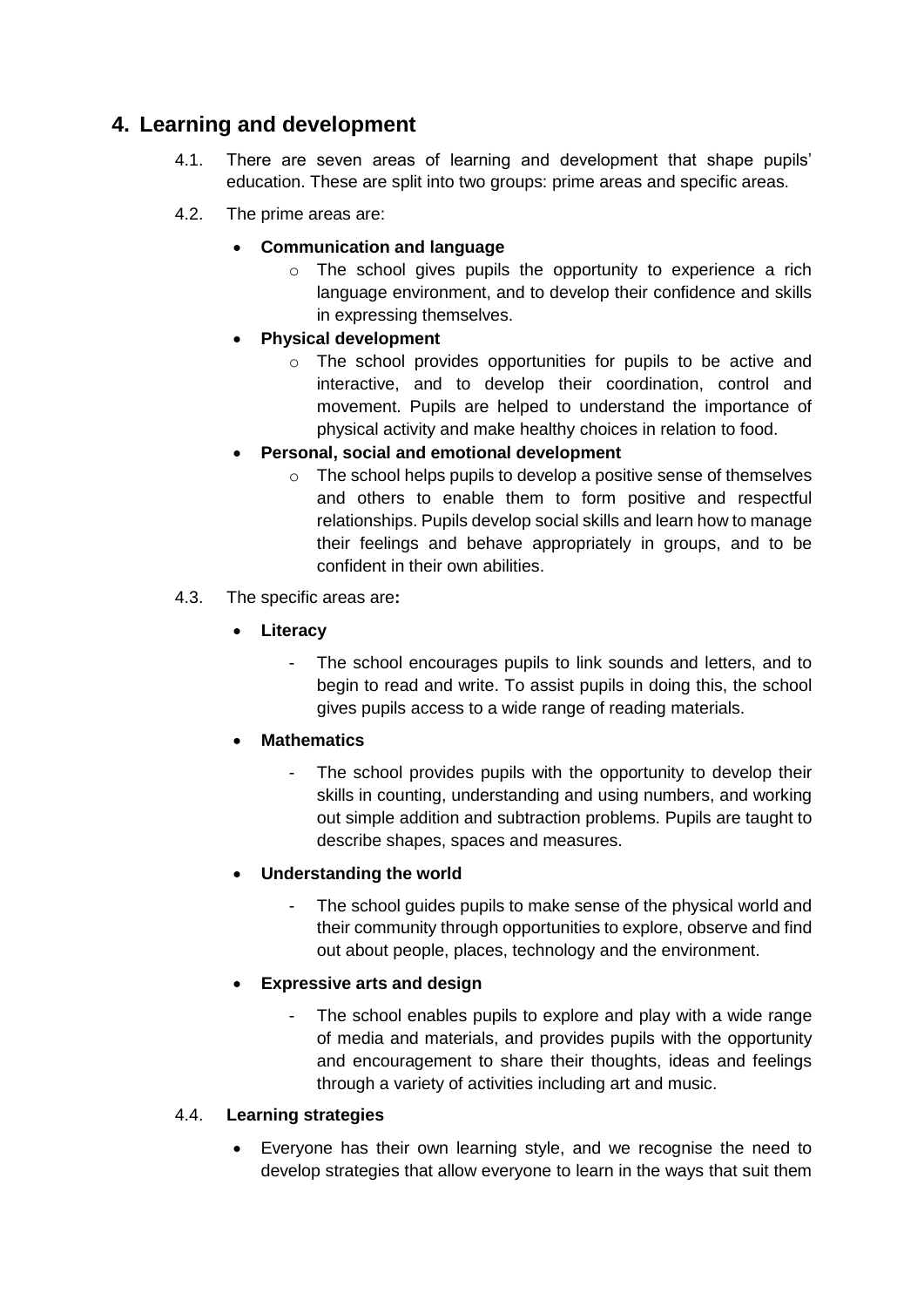## 4. Learning and development

4.1. There are seven areas of learning and development that shape pupils' education. These are split into two groups: prime areas and specific areas.

4.2. The prime areas are:

- **Communication and language**
  - The school gives pupils the opportunity to experience a rich language environment, and to develop their confidence and skills in expressing themselves.
- **Physical development**
  - The school provides opportunities for pupils to be active and interactive, and to develop their coordination, control and movement. Pupils are helped to understand the importance of physical activity and make healthy choices in relation to food.
- **Personal, social and emotional development**
  - The school helps pupils to develop a positive sense of themselves and others to enable them to form positive and respectful relationships. Pupils develop social skills and learn how to manage their feelings and behave appropriately in groups, and to be confident in their own abilities.

4.3. The specific areas are**:**

- **Literacy**
  - The school encourages pupils to link sounds and letters, and to begin to read and write. To assist pupils in doing this, the school gives pupils access to a wide range of reading materials.
- **Mathematics**
  - The school provides pupils with the opportunity to develop their skills in counting, understanding and using numbers, and working out simple addition and subtraction problems. Pupils are taught to describe shapes, spaces and measures.
- **Understanding the world**
  - The school guides pupils to make sense of the physical world and their community through opportunities to explore, observe and find out about people, places, technology and the environment.
- **Expressive arts and design**
  - The school enables pupils to explore and play with a wide range of media and materials, and provides pupils with the opportunity and encouragement to share their thoughts, ideas and feelings through a variety of activities including art and music.

4.4. **Learning strategies**

- Everyone has their own learning style, and we recognise the need to develop strategies that allow everyone to learn in the ways that suit them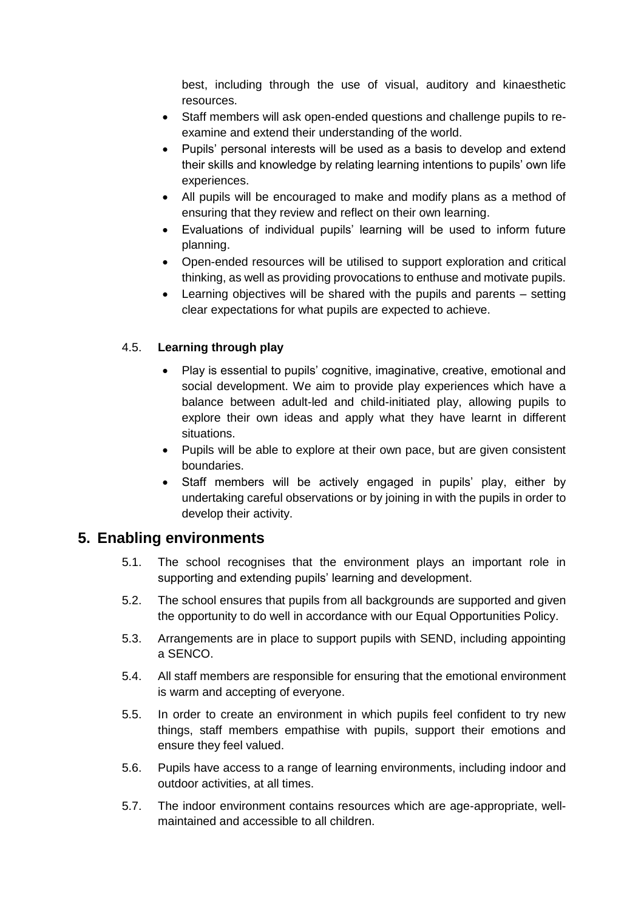best, including through the use of visual, auditory and kinaesthetic resources.

- Staff members will ask open-ended questions and challenge pupils to re-examine and extend their understanding of the world.
- Pupils' personal interests will be used as a basis to develop and extend their skills and knowledge by relating learning intentions to pupils' own life experiences.
- All pupils will be encouraged to make and modify plans as a method of ensuring that they review and reflect on their own learning.
- Evaluations of individual pupils' learning will be used to inform future planning.
- Open-ended resources will be utilised to support exploration and critical thinking, as well as providing provocations to enthuse and motivate pupils.
- Learning objectives will be shared with the pupils and parents – setting clear expectations for what pupils are expected to achieve.

4.5. **Learning through play**

- Play is essential to pupils' cognitive, imaginative, creative, emotional and social development. We aim to provide play experiences which have a balance between adult-led and child-initiated play, allowing pupils to explore their own ideas and apply what they have learnt in different situations.
- Pupils will be able to explore at their own pace, but are given consistent boundaries.
- Staff members will be actively engaged in pupils' play, either by undertaking careful observations or by joining in with the pupils in order to develop their activity.

## 5. Enabling environments

5.1. The school recognises that the environment plays an important role in supporting and extending pupils' learning and development.

5.2. The school ensures that pupils from all backgrounds are supported and given the opportunity to do well in accordance with our Equal Opportunities Policy.

5.3. Arrangements are in place to support pupils with SEND, including appointing a SENCO.

5.4. All staff members are responsible for ensuring that the emotional environment is warm and accepting of everyone.

5.5. In order to create an environment in which pupils feel confident to try new things, staff members empathise with pupils, support their emotions and ensure they feel valued.

5.6. Pupils have access to a range of learning environments, including indoor and outdoor activities, at all times.

5.7. The indoor environment contains resources which are age-appropriate, well-maintained and accessible to all children.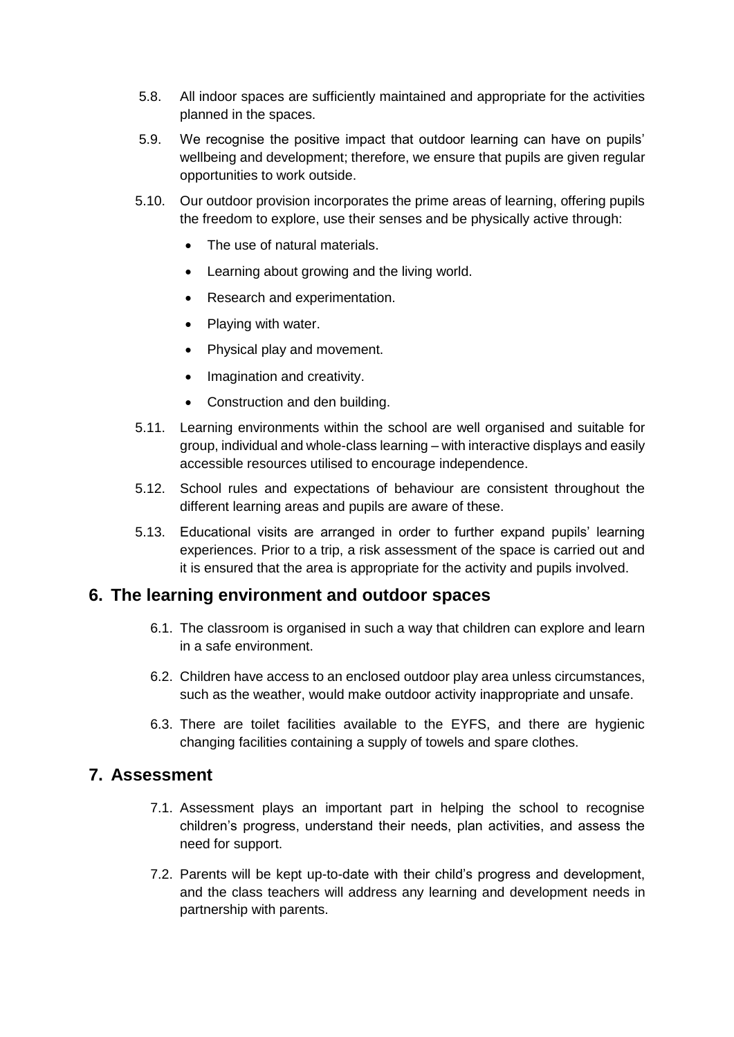5.8. All indoor spaces are sufficiently maintained and appropriate for the activities planned in the spaces.

5.9. We recognise the positive impact that outdoor learning can have on pupils' wellbeing and development; therefore, we ensure that pupils are given regular opportunities to work outside.

5.10. Our outdoor provision incorporates the prime areas of learning, offering pupils the freedom to explore, use their senses and be physically active through:

- The use of natural materials.
- Learning about growing and the living world.
- Research and experimentation.
- Playing with water.
- Physical play and movement.
- Imagination and creativity.
- Construction and den building.

5.11. Learning environments within the school are well organised and suitable for group, individual and whole-class learning – with interactive displays and easily accessible resources utilised to encourage independence.

5.12. School rules and expectations of behaviour are consistent throughout the different learning areas and pupils are aware of these.

5.13. Educational visits are arranged in order to further expand pupils' learning experiences. Prior to a trip, a risk assessment of the space is carried out and it is ensured that the area is appropriate for the activity and pupils involved.

## 6. The learning environment and outdoor spaces

6.1. The classroom is organised in such a way that children can explore and learn in a safe environment.

6.2. Children have access to an enclosed outdoor play area unless circumstances, such as the weather, would make outdoor activity inappropriate and unsafe.

6.3. There are toilet facilities available to the EYFS, and there are hygienic changing facilities containing a supply of towels and spare clothes.

## 7. Assessment

7.1. Assessment plays an important part in helping the school to recognise children's progress, understand their needs, plan activities, and assess the need for support.

7.2. Parents will be kept up-to-date with their child's progress and development, and the class teachers will address any learning and development needs in partnership with parents.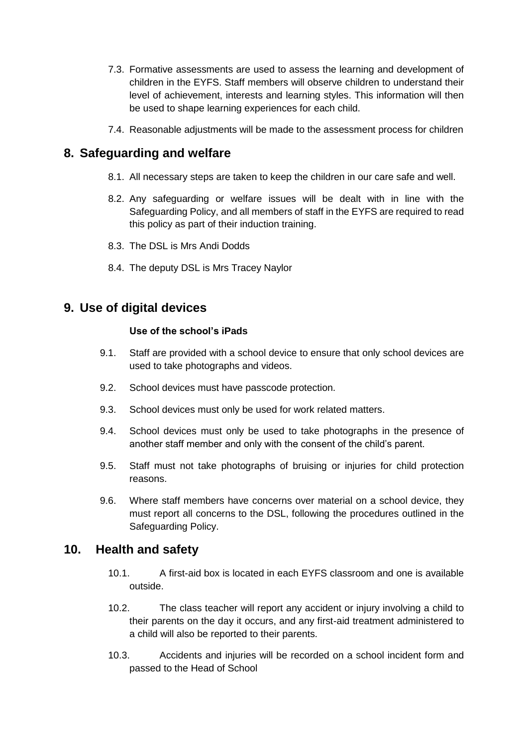7.3. Formative assessments are used to assess the learning and development of children in the EYFS. Staff members will observe children to understand their level of achievement, interests and learning styles. This information will then be used to shape learning experiences for each child.

7.4. Reasonable adjustments will be made to the assessment process for children

## 8. Safeguarding and welfare

8.1. All necessary steps are taken to keep the children in our care safe and well.

8.2. Any safeguarding or welfare issues will be dealt with in line with the Safeguarding Policy, and all members of staff in the EYFS are required to read this policy as part of their induction training.

8.3. The DSL is Mrs Andi Dodds

8.4. The deputy DSL is Mrs Tracey Naylor

## 9. Use of digital devices

**Use of the school's iPads**

9.1. Staff are provided with a school device to ensure that only school devices are used to take photographs and videos.

9.2. School devices must have passcode protection.

9.3. School devices must only be used for work related matters.

9.4. School devices must only be used to take photographs in the presence of another staff member and only with the consent of the child's parent.

9.5. Staff must not take photographs of bruising or injuries for child protection reasons.

9.6. Where staff members have concerns over material on a school device, they must report all concerns to the DSL, following the procedures outlined in the Safeguarding Policy.

## 10. Health and safety

10.1. A first-aid box is located in each EYFS classroom and one is available outside.

10.2. The class teacher will report any accident or injury involving a child to their parents on the day it occurs, and any first-aid treatment administered to a child will also be reported to their parents.

10.3. Accidents and injuries will be recorded on a school incident form and passed to the Head of School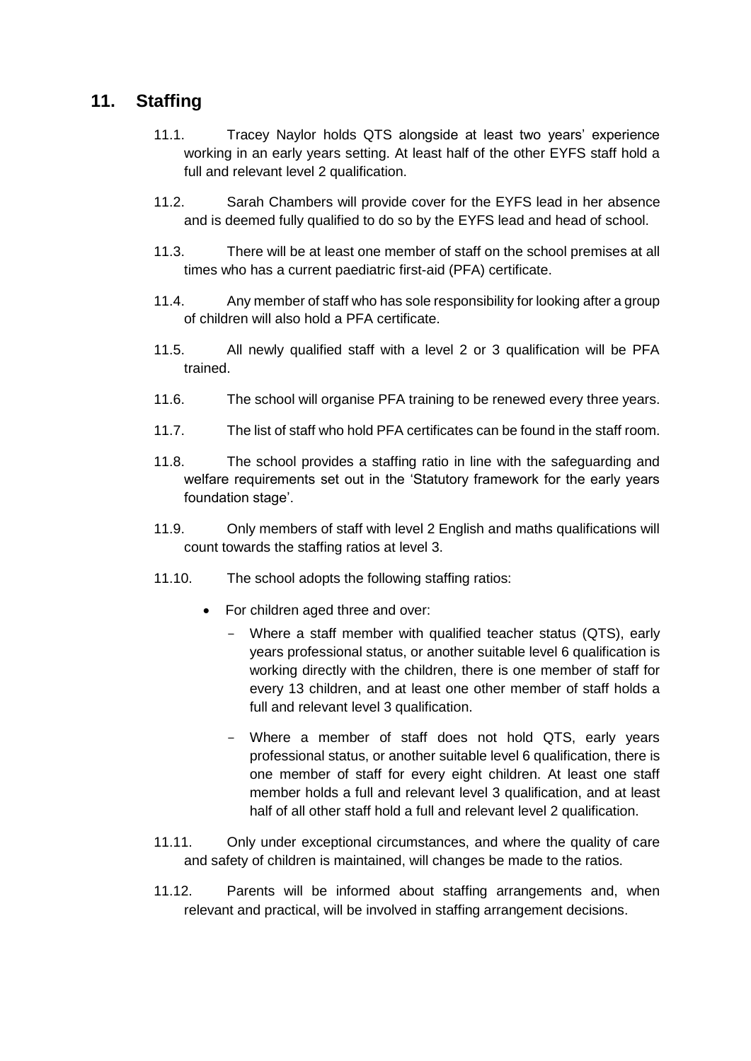## 11. Staffing

11.1. Tracey Naylor holds QTS alongside at least two years' experience working in an early years setting. At least half of the other EYFS staff hold a full and relevant level 2 qualification.

11.2. Sarah Chambers will provide cover for the EYFS lead in her absence and is deemed fully qualified to do so by the EYFS lead and head of school.

11.3. There will be at least one member of staff on the school premises at all times who has a current paediatric first-aid (PFA) certificate.

11.4. Any member of staff who has sole responsibility for looking after a group of children will also hold a PFA certificate.

11.5. All newly qualified staff with a level 2 or 3 qualification will be PFA trained.

11.6. The school will organise PFA training to be renewed every three years.

11.7. The list of staff who hold PFA certificates can be found in the staff room.

11.8. The school provides a staffing ratio in line with the safeguarding and welfare requirements set out in the 'Statutory framework for the early years foundation stage'.

11.9. Only members of staff with level 2 English and maths qualifications will count towards the staffing ratios at level 3.

11.10. The school adopts the following staffing ratios:

- For children aged three and over:
  - Where a staff member with qualified teacher status (QTS), early years professional status, or another suitable level 6 qualification is working directly with the children, there is one member of staff for every 13 children, and at least one other member of staff holds a full and relevant level 3 qualification.
  - Where a member of staff does not hold QTS, early years professional status, or another suitable level 6 qualification, there is one member of staff for every eight children. At least one staff member holds a full and relevant level 3 qualification, and at least half of all other staff hold a full and relevant level 2 qualification.

11.11. Only under exceptional circumstances, and where the quality of care and safety of children is maintained, will changes be made to the ratios.

11.12. Parents will be informed about staffing arrangements and, when relevant and practical, will be involved in staffing arrangement decisions.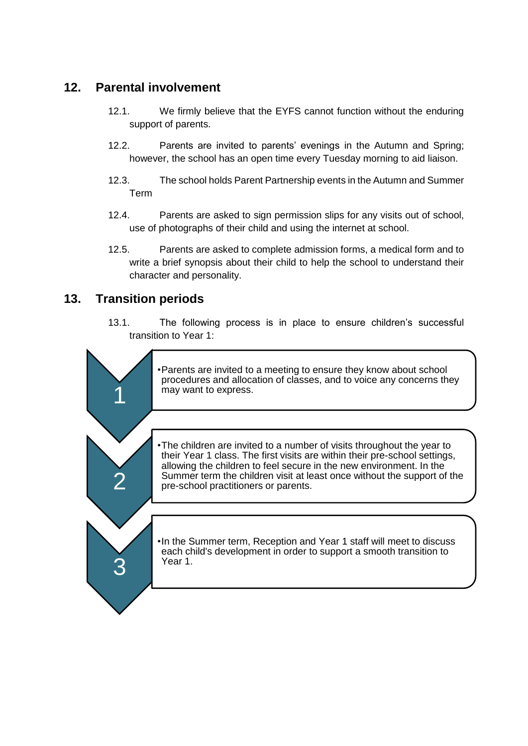## 12. Parental involvement

12.1. We firmly believe that the EYFS cannot function without the enduring support of parents.

12.2. Parents are invited to parents' evenings in the Autumn and Spring; however, the school has an open time every Tuesday morning to aid liaison.

12.3. The school holds Parent Partnership events in the Autumn and Summer Term

12.4. Parents are asked to sign permission slips for any visits out of school, use of photographs of their child and using the internet at school.

12.5. Parents are asked to complete admission forms, a medical form and to write a brief synopsis about their child to help the school to understand their character and personality.

## 13. Transition periods

13.1. The following process is in place to ensure children's successful transition to Year 1:

1. Parents are invited to a meeting to ensure they know about school procedures and allocation of classes, and to voice any concerns they may want to express.

2. The children are invited to a number of visits throughout the year to their Year 1 class. The first visits are within their pre-school settings, allowing the children to feel secure in the new environment. In the Summer term the children visit at least once without the support of the pre-school practitioners or parents.

3. In the Summer term, Reception and Year 1 staff will meet to discuss each child's development in order to support a smooth transition to Year 1.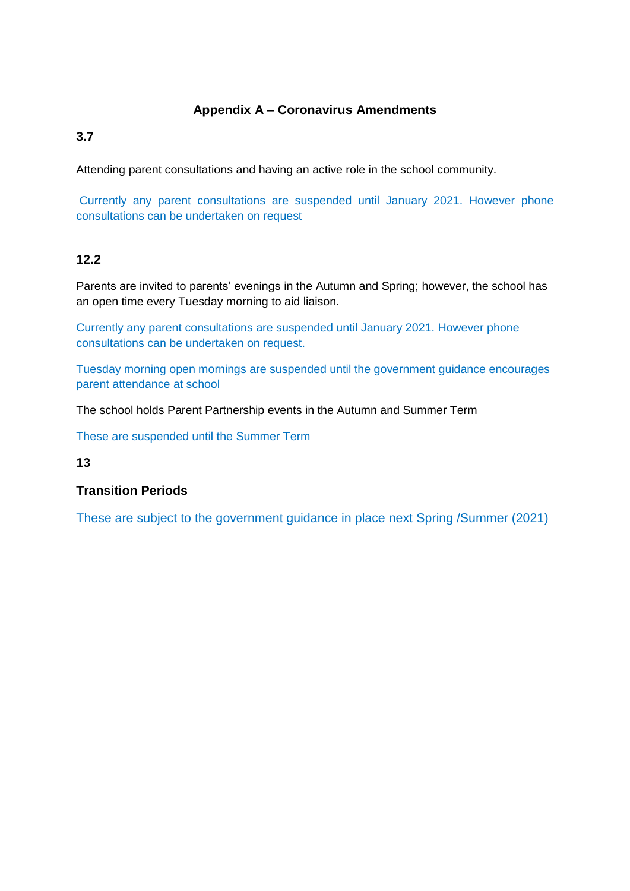## Appendix A – Coronavirus Amendments

**3.7**

Attending parent consultations and having an active role in the school community.

Currently any parent consultations are suspended until January 2021. However phone consultations can be undertaken on request

**12.2**

Parents are invited to parents' evenings in the Autumn and Spring; however, the school has an open time every Tuesday morning to aid liaison.

Currently any parent consultations are suspended until January 2021. However phone consultations can be undertaken on request.

Tuesday morning open mornings are suspended until the government guidance encourages parent attendance at school

The school holds Parent Partnership events in the Autumn and Summer Term

These are suspended until the Summer Term

**13**

**Transition Periods**

These are subject to the government guidance in place next Spring /Summer (2021)